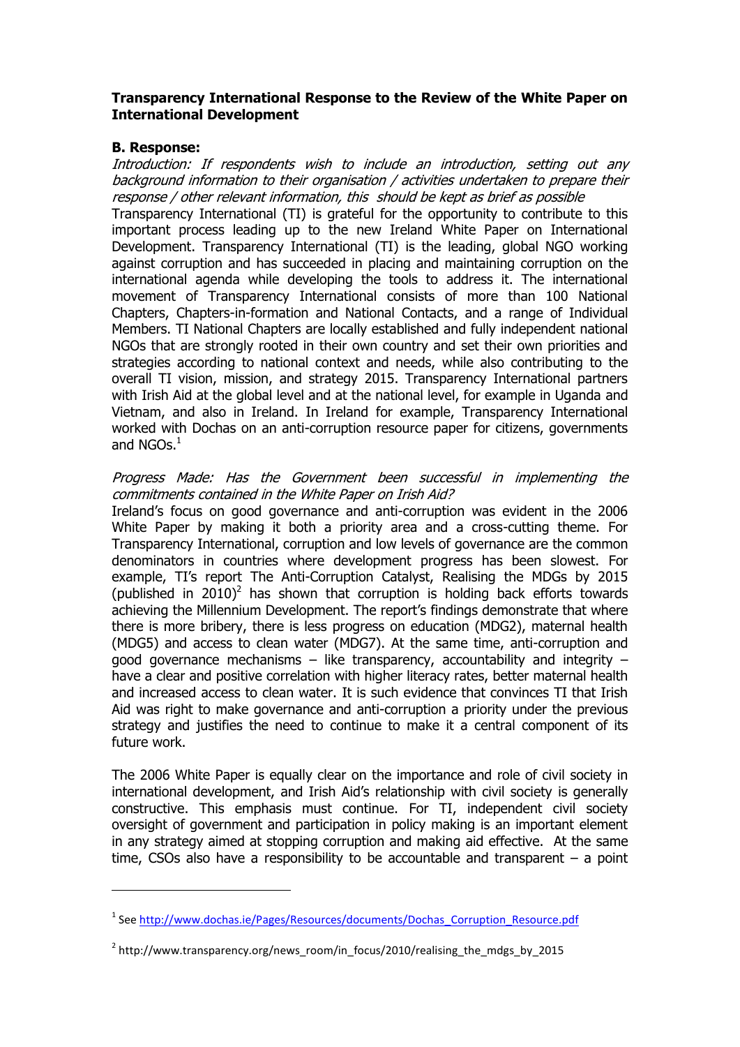**Transparency International Response to the Review of the White Paper on International Development**

**B. Response:**

*Introduction: If respondents wish to include an introduction, setting out any background information to their organisation / activities undertaken to prepare their response / other relevant information, this should be kept as brief as possible*

Transparency International (TI) is grateful for the opportunity to contribute to this important process leading up to the new Ireland White Paper on International Development. Transparency International (TI) is the leading, global NGO working against corruption and has succeeded in placing and maintaining corruption on the international agenda while developing the tools to address it. The international movement of Transparency International consists of more than 100 National Chapters, Chapters-in-formation and National Contacts, and a range of Individual Members. TI National Chapters are locally established and fully independent national NGOs that are strongly rooted in their own country and set their own priorities and strategies according to national context and needs, while also contributing to the overall TI vision, mission, and strategy 2015. Transparency International partners with Irish Aid at the global level and at the national level, for example in Uganda and Vietnam, and also in Ireland. In Ireland for example, Transparency International worked with Dochas on an anti-corruption resource paper for citizens, governments and NGOs.[1]

*Progress Made: Has the Government been successful in implementing the commitments contained in the White Paper on Irish Aid?*

Ireland's focus on good governance and anti-corruption was evident in the 2006 White Paper by making it both a priority area and a cross-cutting theme. For Transparency International, corruption and low levels of governance are the common denominators in countries where development progress has been slowest. For example, TI's report The Anti-Corruption Catalyst, Realising the MDGs by 2015 (published in 2010)[2] has shown that corruption is holding back efforts towards achieving the Millennium Development. The report's findings demonstrate that where there is more bribery, there is less progress on education (MDG2), maternal health (MDG5) and access to clean water (MDG7). At the same time, anti-corruption and good governance mechanisms – like transparency, accountability and integrity – have a clear and positive correlation with higher literacy rates, better maternal health and increased access to clean water. It is such evidence that convinces TI that Irish Aid was right to make governance and anti-corruption a priority under the previous strategy and justifies the need to continue to make it a central component of its future work.

The 2006 White Paper is equally clear on the importance and role of civil society in international development, and Irish Aid's relationship with civil society is generally constructive. This emphasis must continue. For TI, independent civil society oversight of government and participation in policy making is an important element in any strategy aimed at stopping corruption and making aid effective. At the same time, CSOs also have a responsibility to be accountable and transparent – a point

---

[1] See http://www.dochas.ie/Pages/Resources/documents/Dochas_Corruption_Resource.pdf

[2] http://www.transparency.org/news_room/in_focus/2010/realising_the_mdgs_by_2015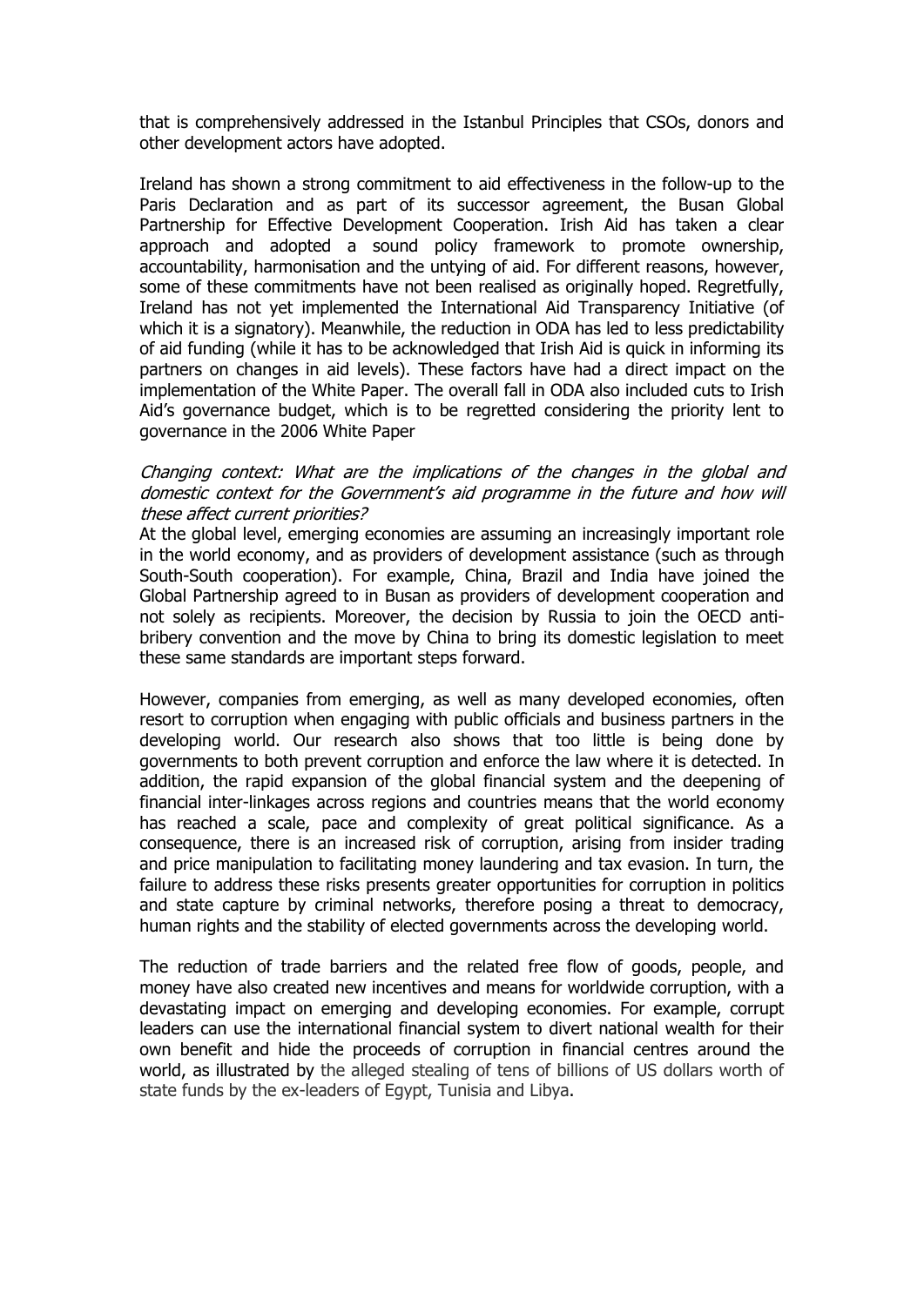that is comprehensively addressed in the Istanbul Principles that CSOs, donors and other development actors have adopted.

Ireland has shown a strong commitment to aid effectiveness in the follow-up to the Paris Declaration and as part of its successor agreement, the Busan Global Partnership for Effective Development Cooperation. Irish Aid has taken a clear approach and adopted a sound policy framework to promote ownership, accountability, harmonisation and the untying of aid. For different reasons, however, some of these commitments have not been realised as originally hoped. Regretfully, Ireland has not yet implemented the International Aid Transparency Initiative (of which it is a signatory). Meanwhile, the reduction in ODA has led to less predictability of aid funding (while it has to be acknowledged that Irish Aid is quick in informing its partners on changes in aid levels). These factors have had a direct impact on the implementation of the White Paper. The overall fall in ODA also included cuts to Irish Aid's governance budget, which is to be regretted considering the priority lent to governance in the 2006 White Paper

*Changing context: What are the implications of the changes in the global and domestic context for the Government's aid programme in the future and how will these affect current priorities?*

At the global level, emerging economies are assuming an increasingly important role in the world economy, and as providers of development assistance (such as through South-South cooperation). For example, China, Brazil and India have joined the Global Partnership agreed to in Busan as providers of development cooperation and not solely as recipients. Moreover, the decision by Russia to join the OECD anti-bribery convention and the move by China to bring its domestic legislation to meet these same standards are important steps forward.

However, companies from emerging, as well as many developed economies, often resort to corruption when engaging with public officials and business partners in the developing world. Our research also shows that too little is being done by governments to both prevent corruption and enforce the law where it is detected. In addition, the rapid expansion of the global financial system and the deepening of financial inter-linkages across regions and countries means that the world economy has reached a scale, pace and complexity of great political significance. As a consequence, there is an increased risk of corruption, arising from insider trading and price manipulation to facilitating money laundering and tax evasion. In turn, the failure to address these risks presents greater opportunities for corruption in politics and state capture by criminal networks, therefore posing a threat to democracy, human rights and the stability of elected governments across the developing world.

The reduction of trade barriers and the related free flow of goods, people, and money have also created new incentives and means for worldwide corruption, with a devastating impact on emerging and developing economies. For example, corrupt leaders can use the international financial system to divert national wealth for their own benefit and hide the proceeds of corruption in financial centres around the world, as illustrated by the alleged stealing of tens of billions of US dollars worth of state funds by the ex-leaders of Egypt, Tunisia and Libya.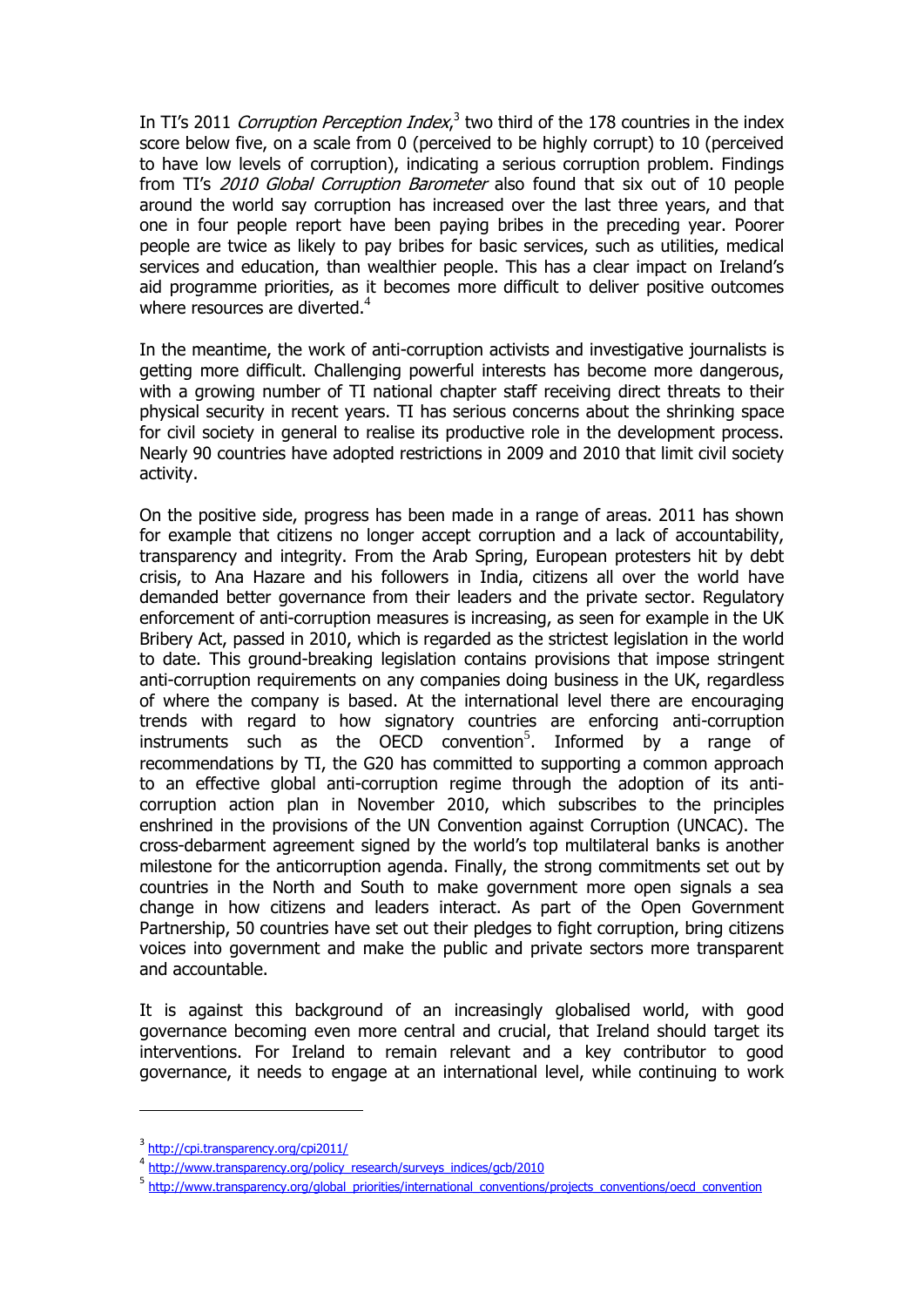In TI's 2011 *Corruption Perception Index*,[3] two third of the 178 countries in the index score below five, on a scale from 0 (perceived to be highly corrupt) to 10 (perceived to have low levels of corruption), indicating a serious corruption problem. Findings from TI's *2010 Global Corruption Barometer* also found that six out of 10 people around the world say corruption has increased over the last three years, and that one in four people report have been paying bribes in the preceding year. Poorer people are twice as likely to pay bribes for basic services, such as utilities, medical services and education, than wealthier people. This has a clear impact on Ireland's aid programme priorities, as it becomes more difficult to deliver positive outcomes where resources are diverted.[4]

In the meantime, the work of anti-corruption activists and investigative journalists is getting more difficult. Challenging powerful interests has become more dangerous, with a growing number of TI national chapter staff receiving direct threats to their physical security in recent years. TI has serious concerns about the shrinking space for civil society in general to realise its productive role in the development process. Nearly 90 countries have adopted restrictions in 2009 and 2010 that limit civil society activity.

On the positive side, progress has been made in a range of areas. 2011 has shown for example that citizens no longer accept corruption and a lack of accountability, transparency and integrity. From the Arab Spring, European protesters hit by debt crisis, to Ana Hazare and his followers in India, citizens all over the world have demanded better governance from their leaders and the private sector. Regulatory enforcement of anti-corruption measures is increasing, as seen for example in the UK Bribery Act, passed in 2010, which is regarded as the strictest legislation in the world to date. This ground-breaking legislation contains provisions that impose stringent anti-corruption requirements on any companies doing business in the UK, regardless of where the company is based. At the international level there are encouraging trends with regard to how signatory countries are enforcing anti-corruption instruments such as the OECD convention[5]. Informed by a range of recommendations by TI, the G20 has committed to supporting a common approach to an effective global anti-corruption regime through the adoption of its anti-corruption action plan in November 2010, which subscribes to the principles enshrined in the provisions of the UN Convention against Corruption (UNCAC). The cross-debarment agreement signed by the world's top multilateral banks is another milestone for the anticorruption agenda. Finally, the strong commitments set out by countries in the North and South to make government more open signals a sea change in how citizens and leaders interact. As part of the Open Government Partnership, 50 countries have set out their pledges to fight corruption, bring citizens voices into government and make the public and private sectors more transparent and accountable.

It is against this background of an increasingly globalised world, with good governance becoming even more central and crucial, that Ireland should target its interventions. For Ireland to remain relevant and a key contributor to good governance, it needs to engage at an international level, while continuing to work

---

[3] http://cpi.transparency.org/cpi2011/

[4] http://www.transparency.org/policy_research/surveys_indices/gcb/2010

[5] http://www.transparency.org/global_priorities/international_conventions/projects_conventions/oecd_convention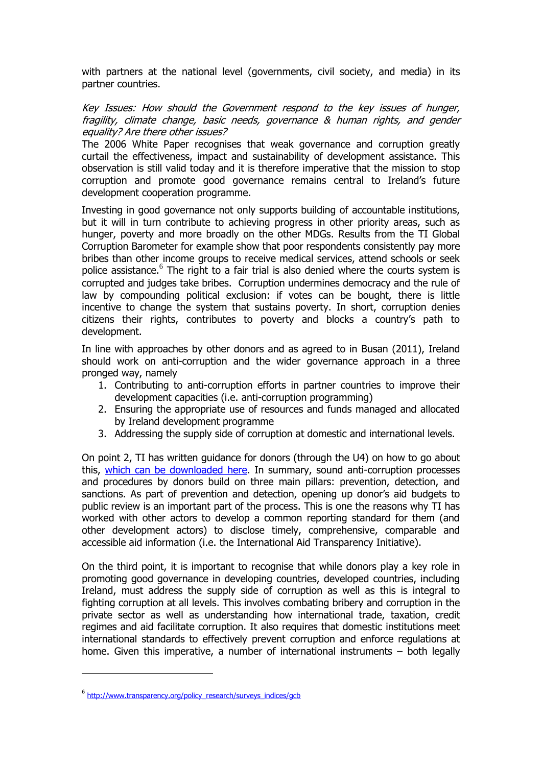with partners at the national level (governments, civil society, and media) in its partner countries.

*Key Issues: How should the Government respond to the key issues of hunger, fragility, climate change, basic needs, governance & human rights, and gender equality? Are there other issues?*

The 2006 White Paper recognises that weak governance and corruption greatly curtail the effectiveness, impact and sustainability of development assistance. This observation is still valid today and it is therefore imperative that the mission to stop corruption and promote good governance remains central to Ireland's future development cooperation programme.

Investing in good governance not only supports building of accountable institutions, but it will in turn contribute to achieving progress in other priority areas, such as hunger, poverty and more broadly on the other MDGs. Results from the TI Global Corruption Barometer for example show that poor respondents consistently pay more bribes than other income groups to receive medical services, attend schools or seek police assistance.[6] The right to a fair trial is also denied where the courts system is corrupted and judges take bribes. Corruption undermines democracy and the rule of law by compounding political exclusion: if votes can be bought, there is little incentive to change the system that sustains poverty. In short, corruption denies citizens their rights, contributes to poverty and blocks a country's path to development.

In line with approaches by other donors and as agreed to in Busan (2011), Ireland should work on anti-corruption and the wider governance approach in a three pronged way, namely

1. Contributing to anti-corruption efforts in partner countries to improve their development capacities (i.e. anti-corruption programming)
2. Ensuring the appropriate use of resources and funds managed and allocated by Ireland development programme
3. Addressing the supply side of corruption at domestic and international levels.

On point 2, TI has written guidance for donors (through the U4) on how to go about this, which can be downloaded here. In summary, sound anti-corruption processes and procedures by donors build on three main pillars: prevention, detection, and sanctions. As part of prevention and detection, opening up donor's aid budgets to public review is an important part of the process. This is one the reasons why TI has worked with other actors to develop a common reporting standard for them (and other development actors) to disclose timely, comprehensive, comparable and accessible aid information (i.e. the International Aid Transparency Initiative).

On the third point, it is important to recognise that while donors play a key role in promoting good governance in developing countries, developed countries, including Ireland, must address the supply side of corruption as well as this is integral to fighting corruption at all levels. This involves combating bribery and corruption in the private sector as well as understanding how international trade, taxation, credit regimes and aid facilitate corruption. It also requires that domestic institutions meet international standards to effectively prevent corruption and enforce regulations at home. Given this imperative, a number of international instruments – both legally

---

[6] http://www.transparency.org/policy_research/surveys_indices/gcb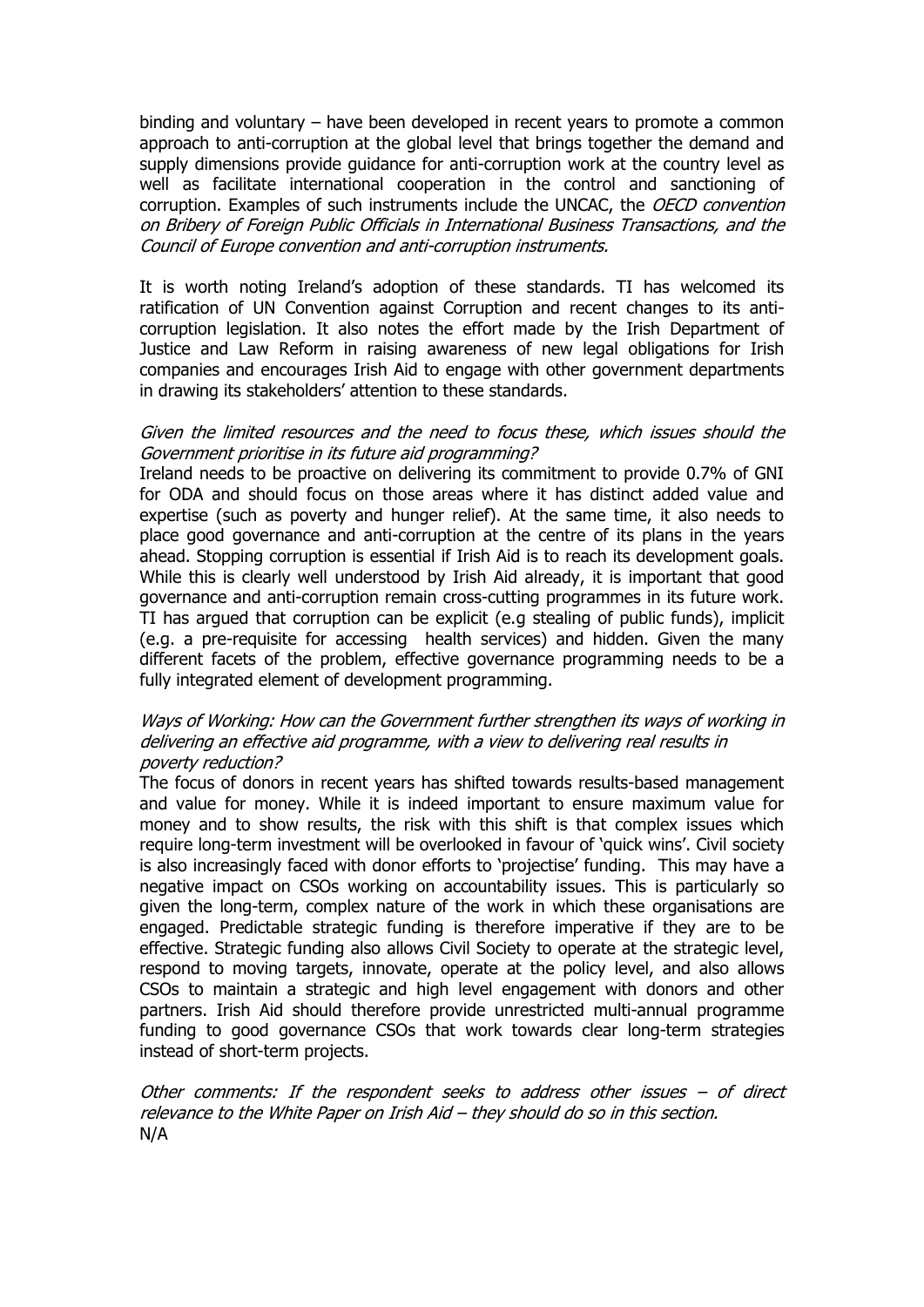binding and voluntary – have been developed in recent years to promote a common approach to anti-corruption at the global level that brings together the demand and supply dimensions provide guidance for anti-corruption work at the country level as well as facilitate international cooperation in the control and sanctioning of corruption. Examples of such instruments include the UNCAC, the *OECD convention on Bribery of Foreign Public Officials in International Business Transactions, and the Council of Europe convention and anti-corruption instruments.*

It is worth noting Ireland's adoption of these standards. TI has welcomed its ratification of UN Convention against Corruption and recent changes to its anti-corruption legislation. It also notes the effort made by the Irish Department of Justice and Law Reform in raising awareness of new legal obligations for Irish companies and encourages Irish Aid to engage with other government departments in drawing its stakeholders' attention to these standards.

*Given the limited resources and the need to focus these, which issues should the Government prioritise in its future aid programming?*

Ireland needs to be proactive on delivering its commitment to provide 0.7% of GNI for ODA and should focus on those areas where it has distinct added value and expertise (such as poverty and hunger relief). At the same time, it also needs to place good governance and anti-corruption at the centre of its plans in the years ahead. Stopping corruption is essential if Irish Aid is to reach its development goals. While this is clearly well understood by Irish Aid already, it is important that good governance and anti-corruption remain cross-cutting programmes in its future work. TI has argued that corruption can be explicit (e.g stealing of public funds), implicit (e.g. a pre-requisite for accessing health services) and hidden. Given the many different facets of the problem, effective governance programming needs to be a fully integrated element of development programming.

*Ways of Working: How can the Government further strengthen its ways of working in delivering an effective aid programme, with a view to delivering real results in poverty reduction?*

The focus of donors in recent years has shifted towards results-based management and value for money. While it is indeed important to ensure maximum value for money and to show results, the risk with this shift is that complex issues which require long-term investment will be overlooked in favour of 'quick wins'. Civil society is also increasingly faced with donor efforts to 'projectise' funding. This may have a negative impact on CSOs working on accountability issues. This is particularly so given the long-term, complex nature of the work in which these organisations are engaged. Predictable strategic funding is therefore imperative if they are to be effective. Strategic funding also allows Civil Society to operate at the strategic level, respond to moving targets, innovate, operate at the policy level, and also allows CSOs to maintain a strategic and high level engagement with donors and other partners. Irish Aid should therefore provide unrestricted multi-annual programme funding to good governance CSOs that work towards clear long-term strategies instead of short-term projects.

*Other comments: If the respondent seeks to address other issues – of direct relevance to the White Paper on Irish Aid – they should do so in this section.*

N/A